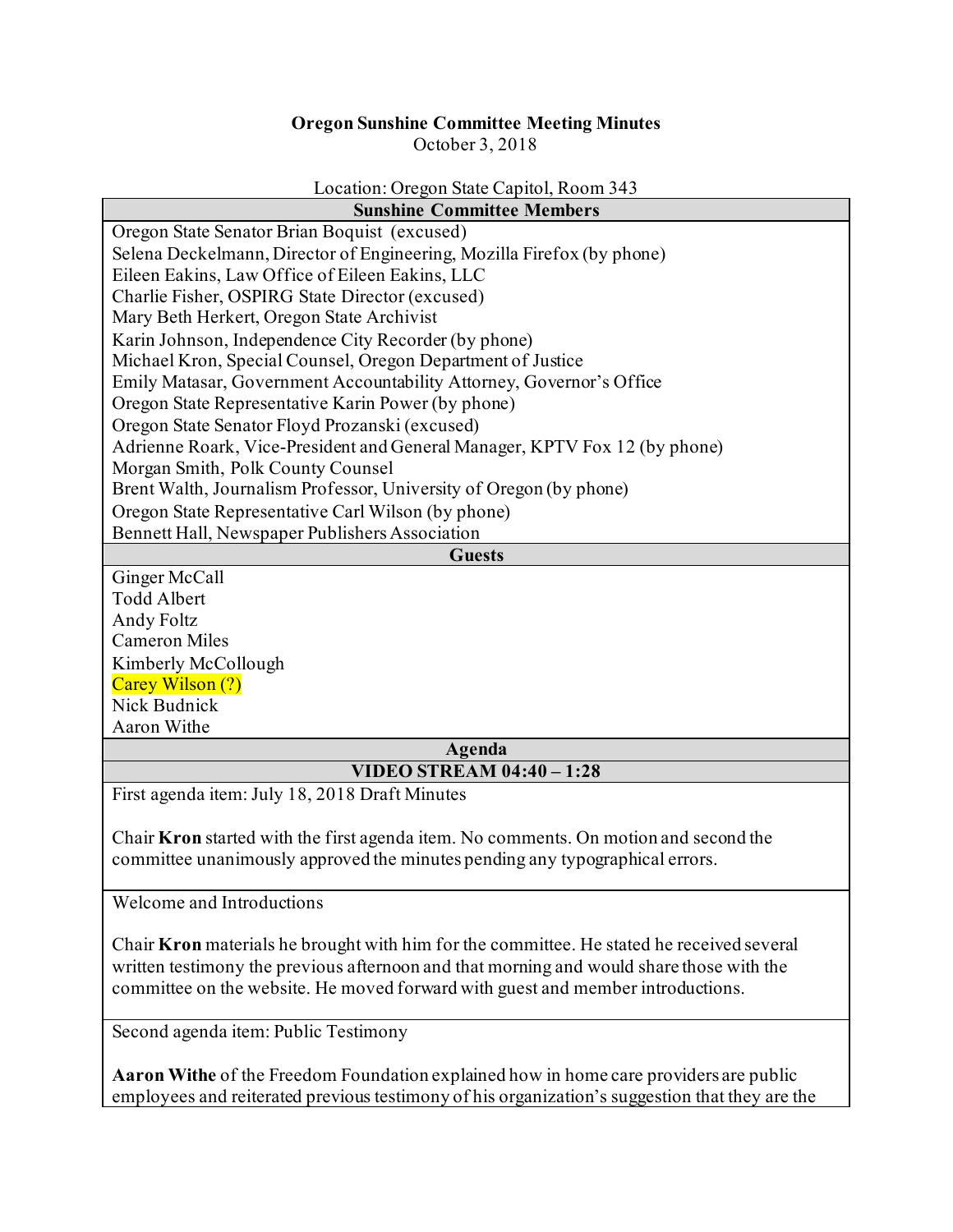# Oregon Sunshine Committee Meeting Minutes

October 3, 2018

Location: Oregon State Capitol, Room 343

| **Sunshine Committee Members** |
|---|
| Oregon State Senator Brian Boquist (excused) |
| Selena Deckelmann, Director of Engineering, Mozilla Firefox (by phone) |
| Eileen Eakins, Law Office of Eileen Eakins, LLC |
| Charlie Fisher, OSPIRG State Director (excused) |
| Mary Beth Herkert, Oregon State Archivist |
| Karin Johnson, Independence City Recorder (by phone) |
| Michael Kron, Special Counsel, Oregon Department of Justice |
| Emily Matasar, Government Accountability Attorney, Governor's Office |
| Oregon State Representative Karin Power (by phone) |
| Oregon State Senator Floyd Prozanski (excused) |
| Adrienne Roark, Vice-President and General Manager, KPTV Fox 12 (by phone) |
| Morgan Smith, Polk County Counsel |
| Brent Walth, Journalism Professor, University of Oregon (by phone) |
| Oregon State Representative Carl Wilson (by phone) |
| Bennett Hall, Newspaper Publishers Association |
| **Guests** |
| Ginger McCall |
| Todd Albert |
| Andy Foltz |
| Cameron Miles |
| Kimberly McCollough |
| Carey Wilson (?) |
| Nick Budnick |
| Aaron Withe |
| **Agenda** |
| **VIDEO STREAM 04:40 – 1:28** |

First agenda item: July 18, 2018 Draft Minutes

Chair **Kron** started with the first agenda item. No comments. On motion and second the committee unanimously approved the minutes pending any typographical errors.

Welcome and Introductions

Chair **Kron** materials he brought with him for the committee. He stated he received several written testimony the previous afternoon and that morning and would share those with the committee on the website. He moved forward with guest and member introductions.

Second agenda item: Public Testimony

**Aaron Withe** of the Freedom Foundation explained how in home care providers are public employees and reiterated previous testimony of his organization's suggestion that they are the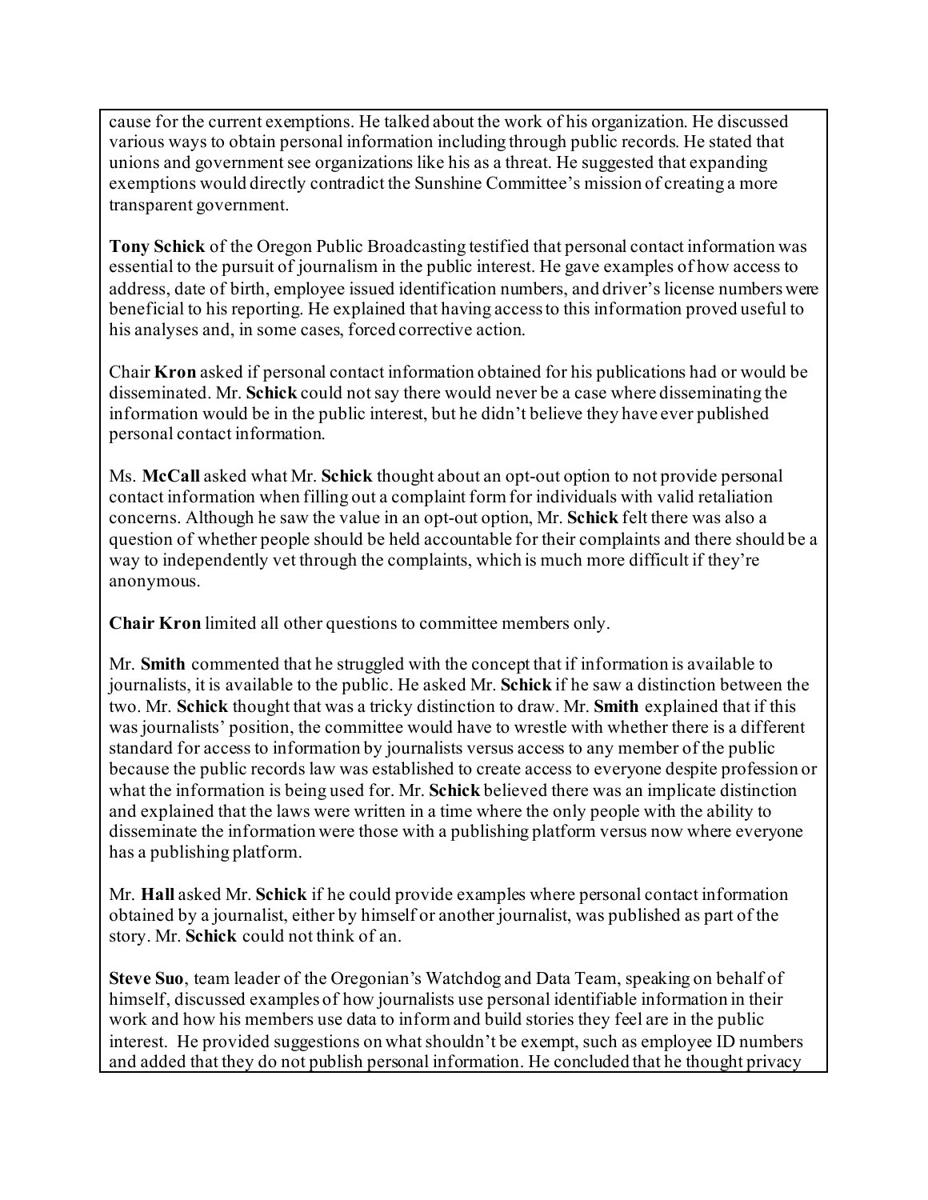cause for the current exemptions. He talked about the work of his organization. He discussed various ways to obtain personal information including through public records. He stated that unions and government see organizations like his as a threat. He suggested that expanding exemptions would directly contradict the Sunshine Committee's mission of creating a more transparent government.

**Tony Schick** of the Oregon Public Broadcasting testified that personal contact information was essential to the pursuit of journalism in the public interest. He gave examples of how access to address, date of birth, employee issued identification numbers, and driver's license numbers were beneficial to his reporting. He explained that having access to this information proved useful to his analyses and, in some cases, forced corrective action.

Chair **Kron** asked if personal contact information obtained for his publications had or would be disseminated. Mr. **Schick** could not say there would never be a case where disseminating the information would be in the public interest, but he didn't believe they have ever published personal contact information.

Ms. **McCall** asked what Mr. **Schick** thought about an opt-out option to not provide personal contact information when filling out a complaint form for individuals with valid retaliation concerns. Although he saw the value in an opt-out option, Mr. **Schick** felt there was also a question of whether people should be held accountable for their complaints and there should be a way to independently vet through the complaints, which is much more difficult if they're anonymous.

**Chair Kron** limited all other questions to committee members only.

Mr. **Smith** commented that he struggled with the concept that if information is available to journalists, it is available to the public. He asked Mr. **Schick** if he saw a distinction between the two. Mr. **Schick** thought that was a tricky distinction to draw. Mr. **Smith** explained that if this was journalists' position, the committee would have to wrestle with whether there is a different standard for access to information by journalists versus access to any member of the public because the public records law was established to create access to everyone despite profession or what the information is being used for. Mr. **Schick** believed there was an implicate distinction and explained that the laws were written in a time where the only people with the ability to disseminate the information were those with a publishing platform versus now where everyone has a publishing platform.

Mr. **Hall** asked Mr. **Schick** if he could provide examples where personal contact information obtained by a journalist, either by himself or another journalist, was published as part of the story. Mr. **Schick** could not think of an.

**Steve Suo**, team leader of the Oregonian's Watchdog and Data Team, speaking on behalf of himself, discussed examples of how journalists use personal identifiable information in their work and how his members use data to inform and build stories they feel are in the public interest. He provided suggestions on what shouldn't be exempt, such as employee ID numbers and added that they do not publish personal information. He concluded that he thought privacy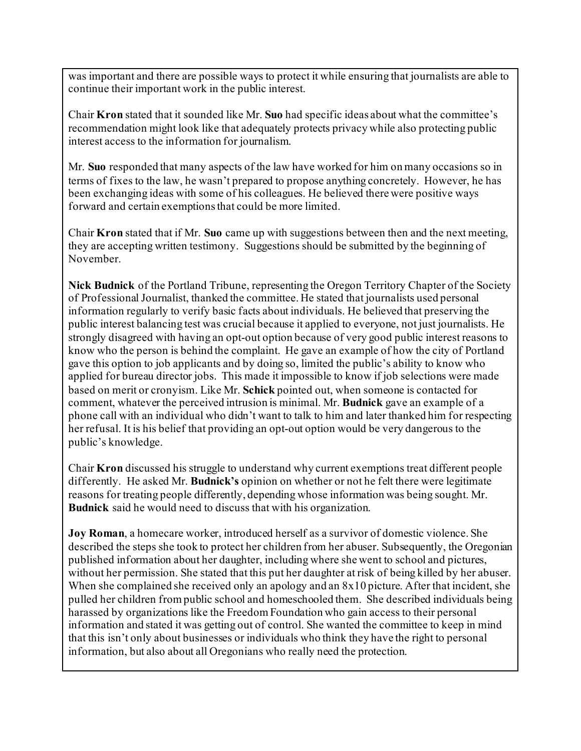was important and there are possible ways to protect it while ensuring that journalists are able to continue their important work in the public interest.

Chair **Kron** stated that it sounded like Mr. **Suo** had specific ideas about what the committee's recommendation might look like that adequately protects privacy while also protecting public interest access to the information for journalism.

Mr. **Suo** responded that many aspects of the law have worked for him on many occasions so in terms of fixes to the law, he wasn't prepared to propose anything concretely. However, he has been exchanging ideas with some of his colleagues. He believed there were positive ways forward and certain exemptions that could be more limited.

Chair **Kron** stated that if Mr. **Suo** came up with suggestions between then and the next meeting, they are accepting written testimony. Suggestions should be submitted by the beginning of November.

**Nick Budnick** of the Portland Tribune, representing the Oregon Territory Chapter of the Society of Professional Journalist, thanked the committee. He stated that journalists used personal information regularly to verify basic facts about individuals. He believed that preserving the public interest balancing test was crucial because it applied to everyone, not just journalists. He strongly disagreed with having an opt-out option because of very good public interest reasons to know who the person is behind the complaint. He gave an example of how the city of Portland gave this option to job applicants and by doing so, limited the public's ability to know who applied for bureau director jobs. This made it impossible to know if job selections were made based on merit or cronyism. Like Mr. **Schick** pointed out, when someone is contacted for comment, whatever the perceived intrusion is minimal. Mr. **Budnick** gave an example of a phone call with an individual who didn't want to talk to him and later thanked him for respecting her refusal. It is his belief that providing an opt-out option would be very dangerous to the public's knowledge.

Chair **Kron** discussed his struggle to understand why current exemptions treat different people differently. He asked Mr. **Budnick's** opinion on whether or not he felt there were legitimate reasons for treating people differently, depending whose information was being sought. Mr. **Budnick** said he would need to discuss that with his organization.

**Joy Roman**, a homecare worker, introduced herself as a survivor of domestic violence. She described the steps she took to protect her children from her abuser. Subsequently, the Oregonian published information about her daughter, including where she went to school and pictures, without her permission. She stated that this put her daughter at risk of being killed by her abuser. When she complained she received only an apology and an 8x10 picture. After that incident, she pulled her children from public school and homeschooled them. She described individuals being harassed by organizations like the Freedom Foundation who gain access to their personal information and stated it was getting out of control. She wanted the committee to keep in mind that this isn't only about businesses or individuals who think they have the right to personal information, but also about all Oregonians who really need the protection.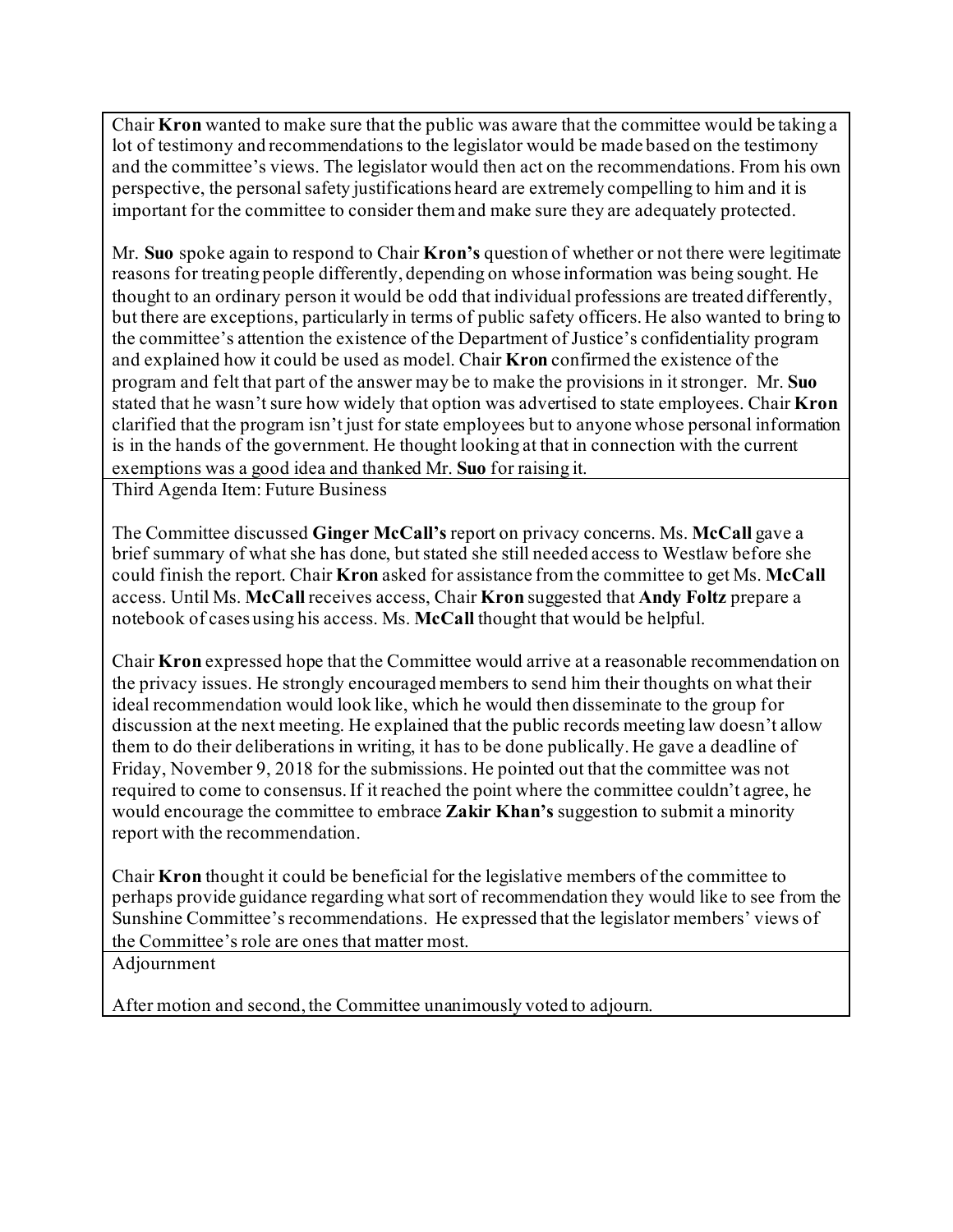Chair **Kron** wanted to make sure that the public was aware that the committee would be taking a lot of testimony and recommendations to the legislator would be made based on the testimony and the committee's views. The legislator would then act on the recommendations. From his own perspective, the personal safety justifications heard are extremely compelling to him and it is important for the committee to consider them and make sure they are adequately protected.

Mr. **Suo** spoke again to respond to Chair **Kron's** question of whether or not there were legitimate reasons for treating people differently, depending on whose information was being sought. He thought to an ordinary person it would be odd that individual professions are treated differently, but there are exceptions, particularly in terms of public safety officers. He also wanted to bring to the committee's attention the existence of the Department of Justice's confidentiality program and explained how it could be used as model. Chair **Kron** confirmed the existence of the program and felt that part of the answer may be to make the provisions in it stronger. Mr. **Suo** stated that he wasn't sure how widely that option was advertised to state employees. Chair **Kron** clarified that the program isn't just for state employees but to anyone whose personal information is in the hands of the government. He thought looking at that in connection with the current exemptions was a good idea and thanked Mr. **Suo** for raising it.

Third Agenda Item: Future Business

The Committee discussed **Ginger McCall's** report on privacy concerns. Ms. **McCall** gave a brief summary of what she has done, but stated she still needed access to Westlaw before she could finish the report. Chair **Kron** asked for assistance from the committee to get Ms. **McCall** access. Until Ms. **McCall** receives access, Chair **Kron** suggested that **Andy Foltz** prepare a notebook of cases using his access. Ms. **McCall** thought that would be helpful.

Chair **Kron** expressed hope that the Committee would arrive at a reasonable recommendation on the privacy issues. He strongly encouraged members to send him their thoughts on what their ideal recommendation would look like, which he would then disseminate to the group for discussion at the next meeting. He explained that the public records meeting law doesn't allow them to do their deliberations in writing, it has to be done publically. He gave a deadline of Friday, November 9, 2018 for the submissions. He pointed out that the committee was not required to come to consensus. If it reached the point where the committee couldn't agree, he would encourage the committee to embrace **Zakir Khan's** suggestion to submit a minority report with the recommendation.

Chair **Kron** thought it could be beneficial for the legislative members of the committee to perhaps provide guidance regarding what sort of recommendation they would like to see from the Sunshine Committee's recommendations. He expressed that the legislator members' views of the Committee's role are ones that matter most.

Adjournment

After motion and second, the Committee unanimously voted to adjourn.